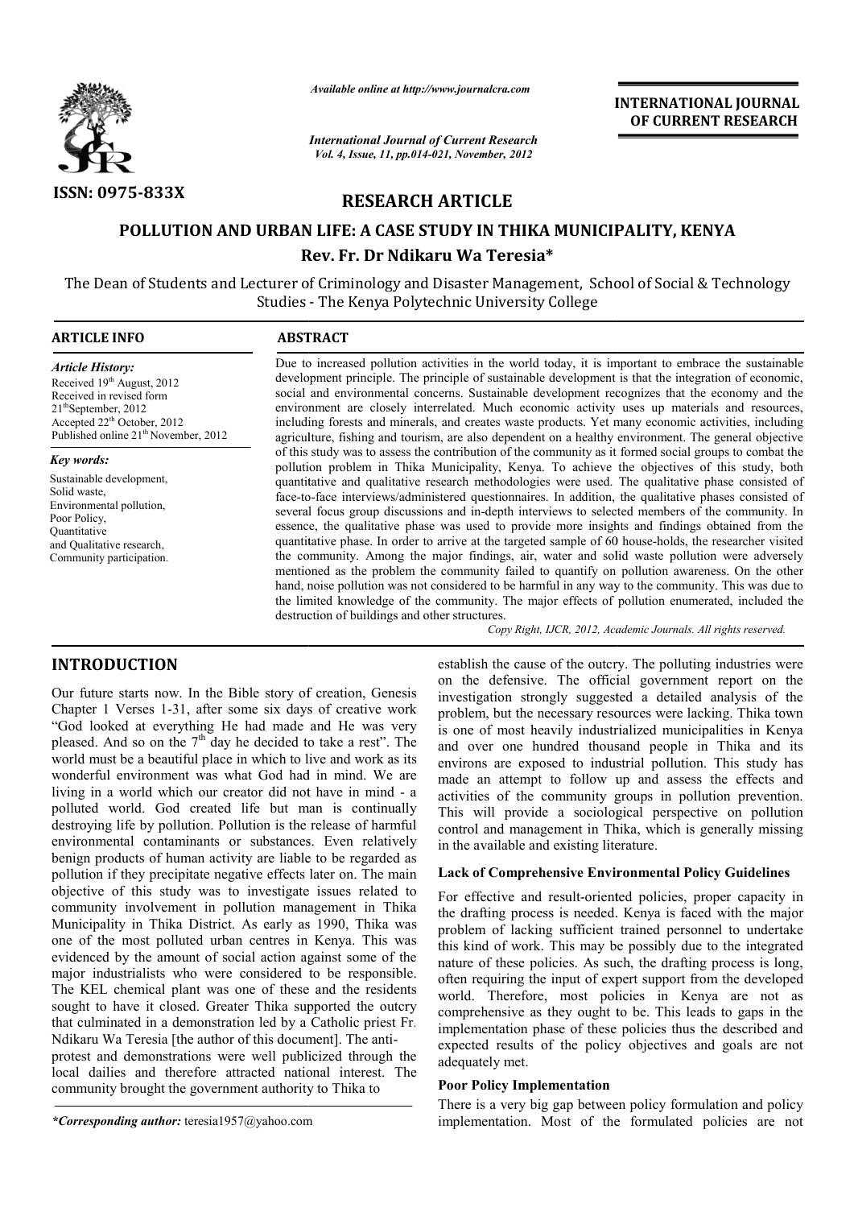*Available online at http://www.journalcra.com*

*International Journal of Current Research*
*Vol. 4, Issue, 11, pp.014-021, November, 2012*

**INTERNATIONAL JOURNAL OF CURRENT RESEARCH**

ISSN: 0975-833X

## RESEARCH ARTICLE

# POLLUTION AND URBAN LIFE: A CASE STUDY IN THIKA MUNICIPALITY, KENYA

**Rev. Fr. Dr Ndikaru Wa Teresia***

The Dean of Students and Lecturer of Criminology and Disaster Management, School of Social & Technology Studies - The Kenya Polytechnic University College

**ARTICLE INFO**

*Article History:*
Received 19th August, 2012
Received in revised form 21stSeptember, 2012
Accepted 22nd October, 2012
Published online 21th November, 2012

*Key words:*
Sustainable development,
Solid waste,
Environmental pollution,
Poor Policy,
Quantitative and Qualitative research,
Community participation.

**ABSTRACT**

Due to increased pollution activities in the world today, it is important to embrace the sustainable development principle. The principle of sustainable development is that the integration of economic, social and environmental concerns. Sustainable development recognizes that the economy and the environment are closely interrelated. Much economic activity uses up materials and resources, including forests and minerals, and creates waste products. Yet many economic activities, including agriculture, fishing and tourism, are also dependent on a healthy environment. The general objective of this study was to assess the contribution of the community as it formed social groups to combat the pollution problem in Thika Municipality, Kenya. To achieve the objectives of this study, both quantitative and qualitative research methodologies were used. The qualitative phase consisted of face-to-face interviews/administered questionnaires. In addition, the qualitative phases consisted of several focus group discussions and in-depth interviews to selected members of the community. In essence, the qualitative phase was used to provide more insights and findings obtained from the quantitative phase. In order to arrive at the targeted sample of 60 house-holds, the researcher visited the community. Among the major findings, air, water and solid waste pollution were adversely mentioned as the problem the community failed to quantify on pollution awareness. On the other hand, noise pollution was not considered to be harmful in any way to the community. This was due to the limited knowledge of the community. The major effects of pollution enumerated, included the destruction of buildings and other structures.

*Copy Right, IJCR, 2012, Academic Journals. All rights reserved.*

## INTRODUCTION

Our future starts now. In the Bible story of creation, Genesis Chapter 1 Verses 1-31, after some six days of creative work "God looked at everything He had made and He was very pleased. And so on the 7th day he decided to take a rest". The world must be a beautiful place in which to live and work as its wonderful environment was what God had in mind. We are living in a world which our creator did not have in mind - a polluted world. God created life but man is continually destroying life by pollution. Pollution is the release of harmful environmental contaminants or substances. Even relatively benign products of human activity are liable to be regarded as pollution if they precipitate negative effects later on. The main objective of this study was to investigate issues related to community involvement in pollution management in Thika Municipality in Thika District. As early as 1990, Thika was one of the most polluted urban centres in Kenya. This was evidenced by the amount of social action against some of the major industrialists who were considered to be responsible. The KEL chemical plant was one of these and the residents sought to have it closed. Greater Thika supported the outcry that culminated in a demonstration led by a Catholic priest Fr. Ndikaru Wa Teresia [the author of this document]. The anti-protest and demonstrations were well publicized through the local dailies and therefore attracted national interest. The community brought the government authority to Thika to establish the cause of the outcry. The polluting industries were on the defensive. The official government report on the investigation strongly suggested a detailed analysis of the problem, but the necessary resources were lacking. Thika town is one of most heavily industrialized municipalities in Kenya and over one hundred thousand people in Thika and its environs are exposed to industrial pollution. This study has made an attempt to follow up and assess the effects and activities of the community groups in pollution prevention. This will provide a sociological perspective on pollution control and management in Thika, which is generally missing in the available and existing literature.

### Lack of Comprehensive Environmental Policy Guidelines

For effective and result-oriented policies, proper capacity in the drafting process is needed. Kenya is faced with the major problem of lacking sufficient trained personnel to undertake this kind of work. This may be possibly due to the integrated nature of these policies. As such, the drafting process is long, often requiring the input of expert support from the developed world. Therefore, most policies in Kenya are not as comprehensive as they ought to be. This leads to gaps in the implementation phase of these policies thus the described and expected results of the policy objectives and goals are not adequately met.

### Poor Policy Implementation

There is a very big gap between policy formulation and policy implementation. Most of the formulated policies are not

**\*Corresponding author:** teresia1957@yahoo.com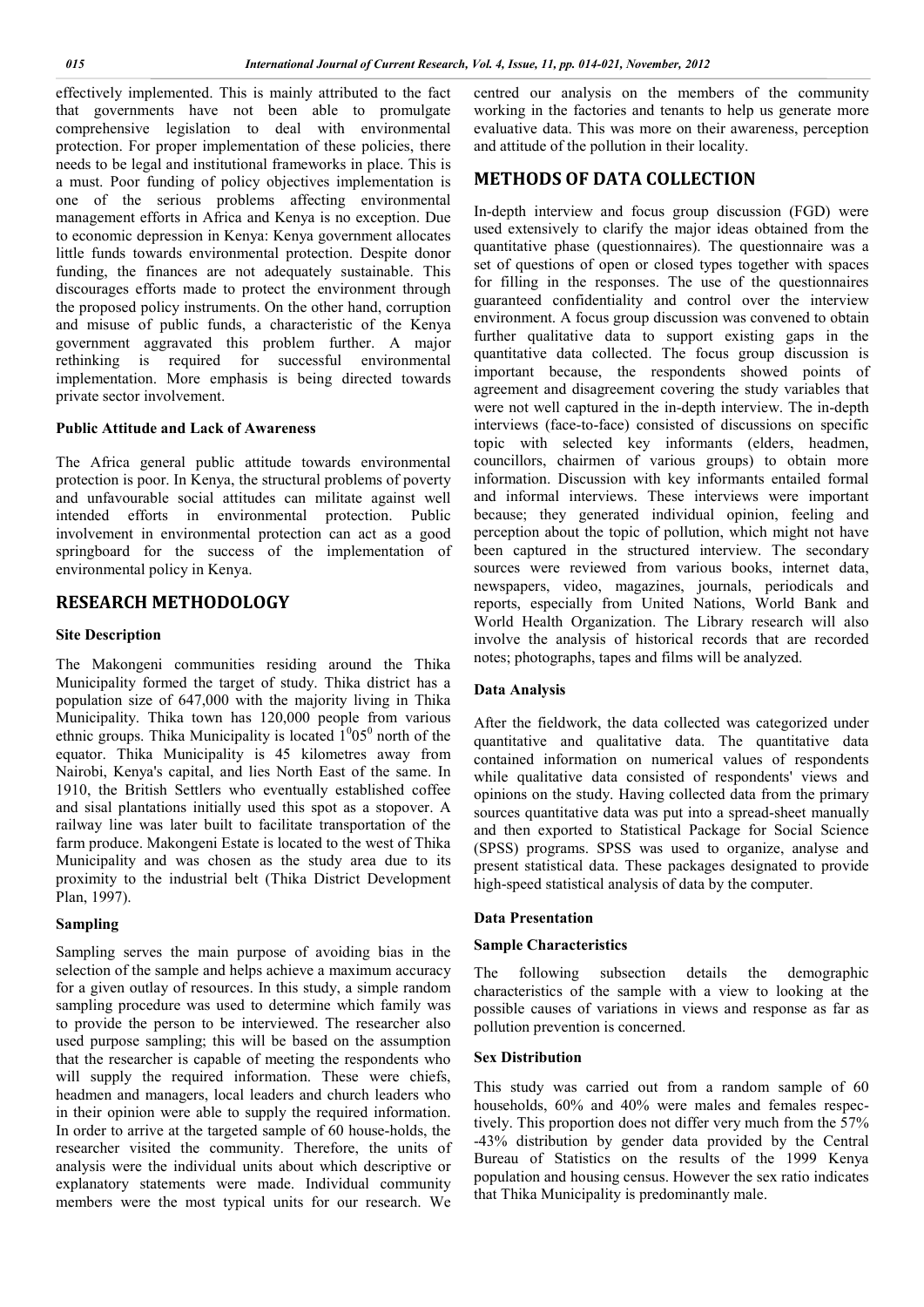effectively implemented. This is mainly attributed to the fact that governments have not been able to promulgate comprehensive legislation to deal with environmental protection. For proper implementation of these policies, there needs to be legal and institutional frameworks in place. This is a must. Poor funding of policy objectives implementation is one of the serious problems affecting environmental management efforts in Africa and Kenya is no exception. Due to economic depression in Kenya: Kenya government allocates little funds towards environmental protection. Despite donor funding, the finances are not adequately sustainable. This discourages efforts made to protect the environment through the proposed policy instruments. On the other hand, corruption and misuse of public funds, a characteristic of the Kenya government aggravated this problem further. A major rethinking is required for successful environmental implementation. More emphasis is being directed towards private sector involvement.

### Public Attitude and Lack of Awareness

The Africa general public attitude towards environmental protection is poor. In Kenya, the structural problems of poverty and unfavourable social attitudes can militate against well intended efforts in environmental protection. Public involvement in environmental protection can act as a good springboard for the success of the implementation of environmental policy in Kenya.

## RESEARCH METHODOLOGY

### Site Description

The Makongeni communities residing around the Thika Municipality formed the target of study. Thika district has a population size of 647,000 with the majority living in Thika Municipality. Thika town has 120,000 people from various ethnic groups. Thika Municipality is located $1^{0}05^{0}$ north of the equator. Thika Municipality is 45 kilometres away from Nairobi, Kenya's capital, and lies North East of the same. In 1910, the British Settlers who eventually established coffee and sisal plantations initially used this spot as a stopover. A railway line was later built to facilitate transportation of the farm produce. Makongeni Estate is located to the west of Thika Municipality and was chosen as the study area due to its proximity to the industrial belt (Thika District Development Plan, 1997).

### Sampling

Sampling serves the main purpose of avoiding bias in the selection of the sample and helps achieve a maximum accuracy for a given outlay of resources. In this study, a simple random sampling procedure was used to determine which family was to provide the person to be interviewed. The researcher also used purpose sampling; this will be based on the assumption that the researcher is capable of meeting the respondents who will supply the required information. These were chiefs, headmen and managers, local leaders and church leaders who in their opinion were able to supply the required information. In order to arrive at the targeted sample of 60 house-holds, the researcher visited the community. Therefore, the units of analysis were the individual units about which descriptive or explanatory statements were made. Individual community members were the most typical units for our research. We centred our analysis on the members of the community working in the factories and tenants to help us generate more evaluative data. This was more on their awareness, perception and attitude of the pollution in their locality.

## METHODS OF DATA COLLECTION

In-depth interview and focus group discussion (FGD) were used extensively to clarify the major ideas obtained from the quantitative phase (questionnaires). The questionnaire was a set of questions of open or closed types together with spaces for filling in the responses. The use of the questionnaires guaranteed confidentiality and control over the interview environment. A focus group discussion was convened to obtain further qualitative data to support existing gaps in the quantitative data collected. The focus group discussion is important because, the respondents showed points of agreement and disagreement covering the study variables that were not well captured in the in-depth interview. The in-depth interviews (face-to-face) consisted of discussions on specific topic with selected key informants (elders, headmen, councillors, chairmen of various groups) to obtain more information. Discussion with key informants entailed formal and informal interviews. These interviews were important because; they generated individual opinion, feeling and perception about the topic of pollution, which might not have been captured in the structured interview. The secondary sources were reviewed from various books, internet data, newspapers, video, magazines, journals, periodicals and reports, especially from United Nations, World Bank and World Health Organization. The Library research will also involve the analysis of historical records that are recorded notes; photographs, tapes and films will be analyzed.

### Data Analysis

After the fieldwork, the data collected was categorized under quantitative and qualitative data. The quantitative data contained information on numerical values of respondents while qualitative data consisted of respondents' views and opinions on the study. Having collected data from the primary sources quantitative data was put into a spread-sheet manually and then exported to Statistical Package for Social Science (SPSS) programs. SPSS was used to organize, analyse and present statistical data. These packages designated to provide high-speed statistical analysis of data by the computer.

### Data Presentation

### Sample Characteristics

The following subsection details the demographic characteristics of the sample with a view to looking at the possible causes of variations in views and response as far as pollution prevention is concerned.

### Sex Distribution

This study was carried out from a random sample of 60 households, 60% and 40% were males and females respectively. This proportion does not differ very much from the 57% -43% distribution by gender data provided by the Central Bureau of Statistics on the results of the 1999 Kenya population and housing census. However the sex ratio indicates that Thika Municipality is predominantly male.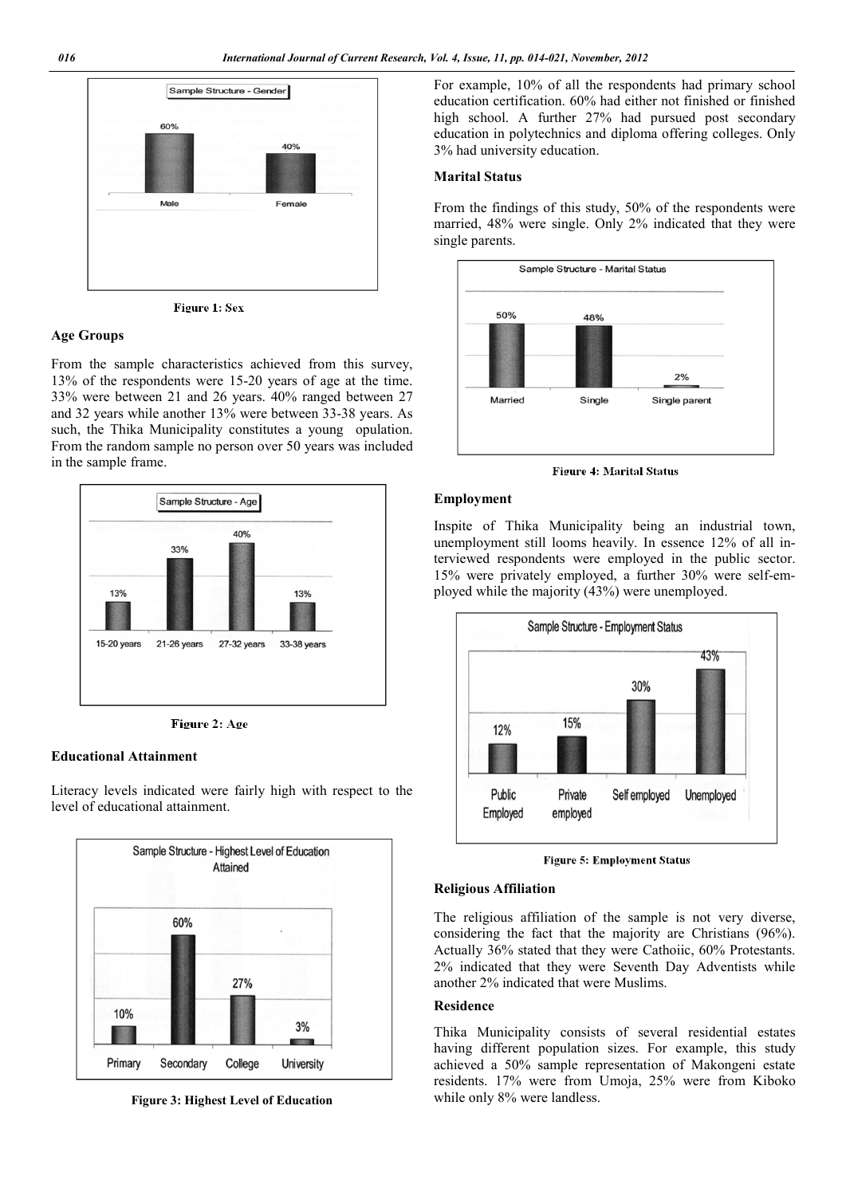Figure 1: Sex

## Age Groups

From the sample characteristics achieved from this survey, 13% of the respondents were 15-20 years of age at the time. 33% were between 21 and 26 years. 40% ranged between 27 and 32 years while another 13% were between 33-38 years. As such, the Thika Municipality constitutes a young opulation. From the random sample no person over 50 years was included in the sample frame.

Figure 2: Age

## Educational Attainment

Literacy levels indicated were fairly high with respect to the level of educational attainment.

**Figure 3: Highest Level of Education**

For example, 10% of all the respondents had primary school education certification. 60% had either not finished or finished high school. A further 27% had pursued post secondary education in polytechnics and diploma offering colleges. Only 3% had university education.

## Marital Status

From the findings of this study, 50% of the respondents were married, 48% were single. Only 2% indicated that they were single parents.

Figure 4: Marital Status

## Employment

Inspite of Thika Municipality being an industrial town, unemployment still looms heavily. In essence 12% of all interviewed respondents were employed in the public sector. 15% were privately employed, a further 30% were self-employed while the majority (43%) were unemployed.

Figure 5: Employment Status

## Religious Affiliation

The religious affiliation of the sample is not very diverse, considering the fact that the majority are Christians (96%). Actually 36% stated that they were Cathoiic, 60% Protestants. 2% indicated that they were Seventh Day Adventists while another 2% indicated that were Muslims.

## Residence

Thika Municipality consists of several residential estates having different population sizes. For example, this study achieved a 50% sample representation of Makongeni estate residents. 17% were from Umoja, 25% were from Kiboko while only 8% were landless.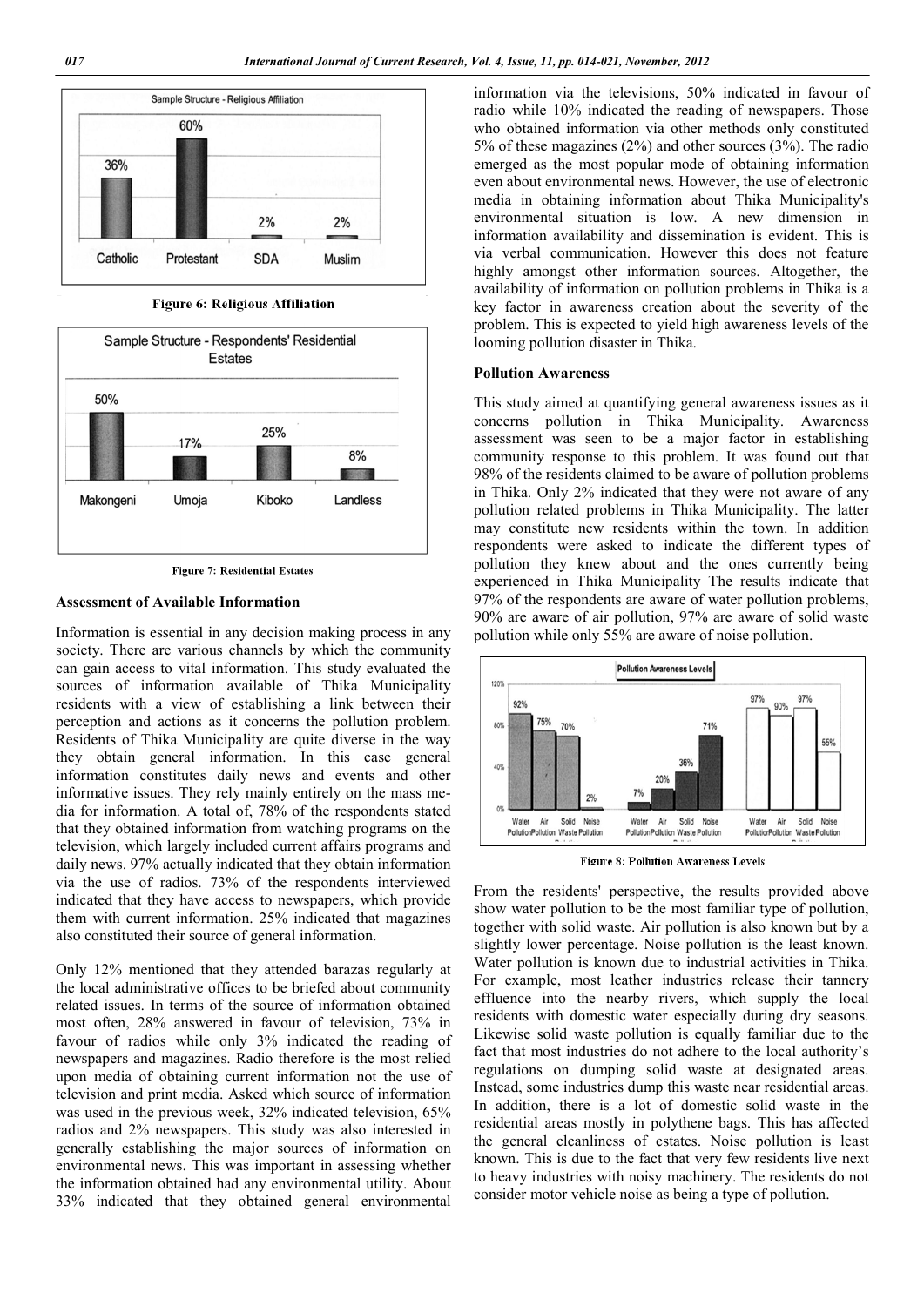Figure 6: Religious Affiliation

Figure 7: Residential Estates

### Assessment of Available Information

Information is essential in any decision making process in any society. There are various channels by which the community can gain access to vital information. This study evaluated the sources of information available of Thika Municipality residents with a view of establishing a link between their perception and actions as it concerns the pollution problem. Residents of Thika Municipality are quite diverse in the way they obtain general information. In this case general information constitutes daily news and events and other informative issues. They rely mainly entirely on the mass media for information. A total of, 78% of the respondents stated that they obtained information from watching programs on the television, which largely included current affairs programs and daily news. 97% actually indicated that they obtain information via the use of radios. 73% of the respondents interviewed indicated that they have access to newspapers, which provide them with current information. 25% indicated that magazines also constituted their source of general information.

Only 12% mentioned that they attended barazas regularly at the local administrative offices to be briefed about community related issues. In terms of the source of information obtained most often, 28% answered in favour of television, 73% in favour of radios while only 3% indicated the reading of newspapers and magazines. Radio therefore is the most relied upon media of obtaining current information not the use of television and print media. Asked which source of information was used in the previous week, 32% indicated television, 65% radios and 2% newspapers. This study was also interested in generally establishing the major sources of information on environmental news. This was important in assessing whether the information obtained had any environmental utility. About 33% indicated that they obtained general environmental information via the televisions, 50% indicated in favour of radio while 10% indicated the reading of newspapers. Those who obtained information via other methods only constituted 5% of these magazines (2%) and other sources (3%). The radio emerged as the most popular mode of obtaining information even about environmental news. However, the use of electronic media in obtaining information about Thika Municipality's environmental situation is low. A new dimension in information availability and dissemination is evident. This is via verbal communication. However this does not feature highly amongst other information sources. Altogether, the availability of information on pollution problems in Thika is a key factor in awareness creation about the severity of the problem. This is expected to yield high awareness levels of the looming pollution disaster in Thika.

### Pollution Awareness

This study aimed at quantifying general awareness issues as it concerns pollution in Thika Municipality. Awareness assessment was seen to be a major factor in establishing community response to this problem. It was found out that 98% of the residents claimed to be aware of pollution problems in Thika. Only 2% indicated that they were not aware of any pollution related problems in Thika Municipality. The latter may constitute new residents within the town. In addition respondents were asked to indicate the different types of pollution they knew about and the ones currently being experienced in Thika Municipality The results indicate that 97% of the respondents are aware of water pollution problems, 90% are aware of air pollution, 97% are aware of solid waste pollution while only 55% are aware of noise pollution.

Figure 8: Pollution Awareness Levels

From the residents' perspective, the results provided above show water pollution to be the most familiar type of pollution, together with solid waste. Air pollution is also known but by a slightly lower percentage. Noise pollution is the least known. Water pollution is known due to industrial activities in Thika. For example, most leather industries release their tannery effluence into the nearby rivers, which supply the local residents with domestic water especially during dry seasons. Likewise solid waste pollution is equally familiar due to the fact that most industries do not adhere to the local authority's regulations on dumping solid waste at designated areas. Instead, some industries dump this waste near residential areas. In addition, there is a lot of domestic solid waste in the residential areas mostly in polythene bags. This has affected the general cleanliness of estates. Noise pollution is least known. This is due to the fact that very few residents live next to heavy industries with noisy machinery. The residents do not consider motor vehicle noise as being a type of pollution.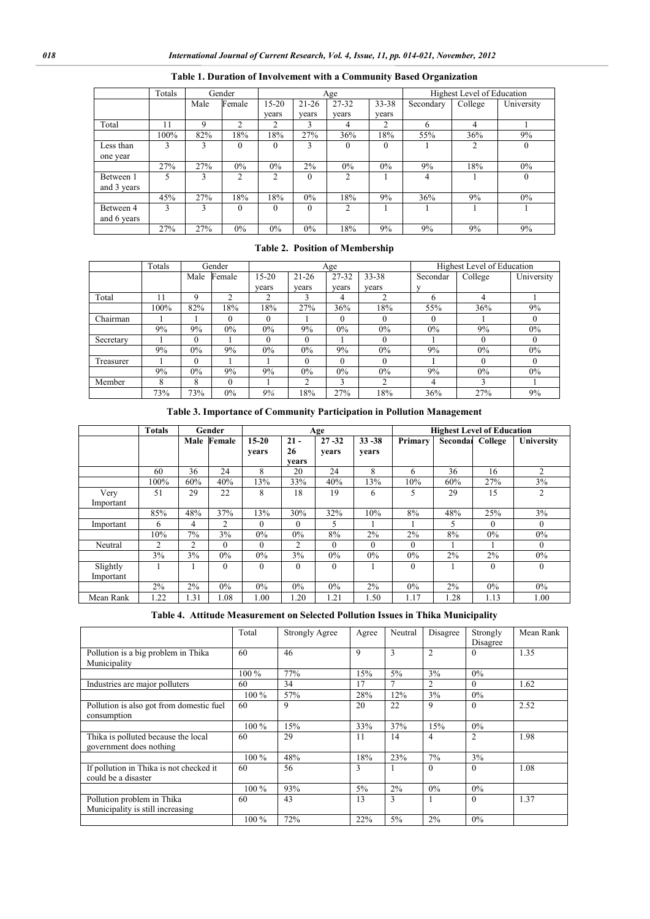**Table 1. Duration of Involvement with a Community Based Organization**

| | Totals | Gender | | Age | | | | Highest Level of Education | | |
|---|---|---|---|---|---|---|---|---|---|---|
| | | Male | Female | 15-20 years | 21-26 years | 27-32 years | 33-38 years | Secondary | College | University |
| Total | 11 | 9 | 2 | 2 | 3 | 4 | 2 | 6 | 4 | 1 |
| | 100% | 82% | 18% | 18% | 27% | 36% | 18% | 55% | 36% | 9% |
| Less than one year | 3 | 3 | 0 | 0 | 3 | 0 | 0 | 1 | 2 | 0 |
| | 27% | 27% | 0% | 0% | 2% | 0% | 0% | 9% | 18% | 0% |
| Between 1 and 3 years | 5 | 3 | 2 | 2 | 0 | 2 | 1 | 4 | 1 | 0 |
| | 45% | 27% | 18% | 18% | 0% | 18% | 9% | 36% | 9% | 0% |
| Between 4 and 6 years | 3 | 3 | 0 | 0 | 0 | 2 | 1 | 1 | 1 | 1 |
| | 27% | 27% | 0% | 0% | 0% | 18% | 9% | 9% | 9% | 9% |

**Table 2. Position of Membership**

| | Totals | Gender | | Age | | | | Highest Level of Education | | |
|---|---|---|---|---|---|---|---|---|---|---|
| | | Male | Female | 15-20 years | 21-26 years | 27-32 years | 33-38 years | Secondary | College | University |
| Total | 11 | 9 | 2 | 2 | 3 | 4 | 2 | 6 | 4 | 1 |
| | 100% | 82% | 18% | 18% | 27% | 36% | 18% | 55% | 36% | 9% |
| Chairman | 1 | 1 | 0 | 0 | 1 | 0 | 0 | 0 | 1 | 0 |
| | 9% | 9% | 0% | 0% | 9% | 0% | 0% | 0% | 9% | 0% |
| Secretary | 1 | 0 | 1 | 0 | 0 | 1 | 0 | 1 | 0 | 0 |
| | 9% | 0% | 9% | 0% | 0% | 9% | 0% | 9% | 0% | 0% |
| Treasurer | 1 | 0 | 1 | 1 | 0 | 0 | 0 | 1 | 0 | 0 |
| | 9% | 0% | 9% | 9% | 0% | 0% | 0% | 9% | 0% | 0% |
| Member | 8 | 8 | 0 | 1 | 2 | 3 | 2 | 4 | 3 | 1 |
| | 73% | 73% | 0% | 9% | 18% | 27% | 18% | 36% | 27% | 9% |

**Table 3. Importance of Community Participation in Pollution Management**

| | **Totals** | **Gender** | | **Age** | | | | **Highest Level of Education** | | | |
|---|---|---|---|---|---|---|---|---|---|---|---|
| | | **Male** | **Female** | **15-20 years** | **21 - 26 years** | **27 -32 years** | **33 -38 years** | **Primary** | **Secondary** | **College** | **University** |
| | 60 | 36 | 24 | 8 | 20 | 24 | 8 | 6 | 36 | 16 | 2 |
| | 100% | 60% | 40% | 13% | 33% | 40% | 13% | 10% | 60% | 27% | 3% |
| Very Important | 51 | 29 | 22 | 8 | 18 | 19 | 6 | 5 | 29 | 15 | 2 |
| | 85% | 48% | 37% | 13% | 30% | 32% | 10% | 8% | 48% | 25% | 3% |
| Important | 6 | 4 | 2 | 0 | 0 | 5 | 1 | 1 | 5 | 0 | 0 |
| | 10% | 7% | 3% | 0% | 0% | 8% | 2% | 2% | 8% | 0% | 0% |
| Neutral | 2 | 2 | 0 | 0 | 2 | 0 | 0 | 0 | 1 | 1 | 0 |
| | 3% | 3% | 0% | 0% | 3% | 0% | 0% | 0% | 2% | 2% | 0% |
| Slightly Important | 1 | 1 | 0 | 0 | 0 | 0 | 1 | 0 | 1 | 0 | 0 |
| | 2% | 2% | 0% | 0% | 0% | 0% | 2% | 0% | 2% | 0% | 0% |
| Mean Rank | 1.22 | 1.31 | 1.08 | 1.00 | 1.20 | 1.21 | 1.50 | 1.17 | 1.28 | 1.13 | 1.00 |

**Table 4. Attitude Measurement on Selected Pollution Issues in Thika Municipality**

| | Total | Strongly Agree | Agree | Neutral | Disagree | Strongly Disagree | Mean Rank |
|---|---|---|---|---|---|---|---|
| Pollution is a big problem in Thika Municipality | 60 | 46 | 9 | 3 | 2 | 0 | 1.35 |
| | 100 % | 77% | 15% | 5% | 3% | 0% | |
| Industries are major polluters | 60 | 34 | 17 | 7 | 2 | 0 | 1.62 |
| | 100 % | 57% | 28% | 12% | 3% | 0% | |
| Pollution is also got from domestic fuel consumption | 60 | 9 | 20 | 22 | 9 | 0 | 2.52 |
| | 100 % | 15% | 33% | 37% | 15% | 0% | |
| Thika is polluted because the local government does nothing | 60 | 29 | 11 | 14 | 4 | 2 | 1.98 |
| | 100 % | 48% | 18% | 23% | 7% | 3% | |
| If pollution in Thika is not checked it could be a disaster | 60 | 56 | 3 | 1 | 0 | 0 | 1.08 |
| | 100 % | 93% | 5% | 2% | 0% | 0% | |
| Pollution problem in Thika Municipality is still increasing | 60 | 43 | 13 | 3 | 1 | 0 | 1.37 |
| | 100 % | 72% | 22% | 5% | 2% | 0% | |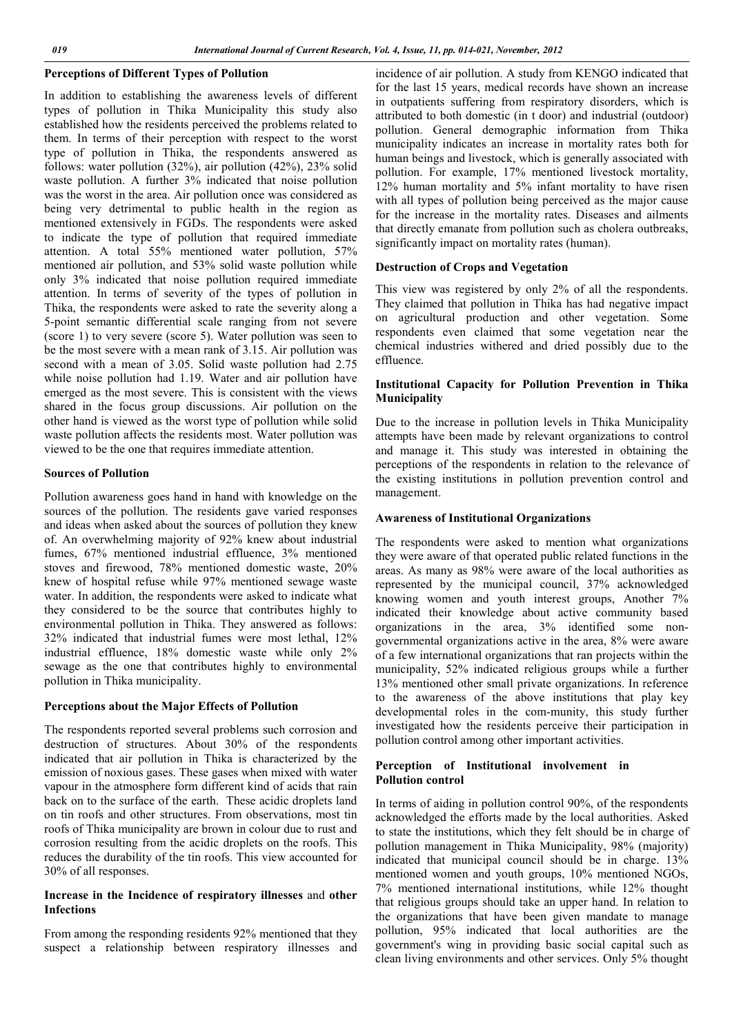### Perceptions of Different Types of Pollution

In addition to establishing the awareness levels of different types of pollution in Thika Municipality this study also established how the residents perceived the problems related to them. In terms of their perception with respect to the worst type of pollution in Thika, the respondents answered as follows: water pollution (32%), air pollution (42%), 23% solid waste pollution. A further 3% indicated that noise pollution was the worst in the area. Air pollution once was considered as being very detrimental to public health in the region as mentioned extensively in FGDs. The respondents were asked to indicate the type of pollution that required immediate attention. A total 55% mentioned water pollution, 57% mentioned air pollution, and 53% solid waste pollution while only 3% indicated that noise pollution required immediate attention. In terms of severity of the types of pollution in Thika, the respondents were asked to rate the severity along a 5-point semantic differential scale ranging from not severe (score 1) to very severe (score 5). Water pollution was seen to be the most severe with a mean rank of 3.15. Air pollution was second with a mean of 3.05. Solid waste pollution had 2.75 while noise pollution had 1.19. Water and air pollution have emerged as the most severe. This is consistent with the views shared in the focus group discussions. Air pollution on the other hand is viewed as the worst type of pollution while solid waste pollution affects the residents most. Water pollution was viewed to be the one that requires immediate attention.

### Sources of Pollution

Pollution awareness goes hand in hand with knowledge on the sources of the pollution. The residents gave varied responses and ideas when asked about the sources of pollution they knew of. An overwhelming majority of 92% knew about industrial fumes, 67% mentioned industrial effluence, 3% mentioned stoves and firewood, 78% mentioned domestic waste, 20% knew of hospital refuse while 97% mentioned sewage waste water. In addition, the respondents were asked to indicate what they considered to be the source that contributes highly to environmental pollution in Thika. They answered as follows: 32% indicated that industrial fumes were most lethal, 12% industrial effluence, 18% domestic waste while only 2% sewage as the one that contributes highly to environmental pollution in Thika municipality.

### Perceptions about the Major Effects of Pollution

The respondents reported several problems such corrosion and destruction of structures. About 30% of the respondents indicated that air pollution in Thika is characterized by the emission of noxious gases. These gases when mixed with water vapour in the atmosphere form different kind of acids that rain back on to the surface of the earth. These acidic droplets land on tin roofs and other structures. From observations, most tin roofs of Thika municipality are brown in colour due to rust and corrosion resulting from the acidic droplets on the roofs. This reduces the durability of the tin roofs. This view accounted for 30% of all responses.

### Increase in the Incidence of respiratory illnesses and other Infections

From among the responding residents 92% mentioned that they suspect a relationship between respiratory illnesses and incidence of air pollution. A study from KENGO indicated that for the last 15 years, medical records have shown an increase in outpatients suffering from respiratory disorders, which is attributed to both domestic (in t door) and industrial (outdoor) pollution. General demographic information from Thika municipality indicates an increase in mortality rates both for human beings and livestock, which is generally associated with pollution. For example, 17% mentioned livestock mortality, 12% human mortality and 5% infant mortality to have risen with all types of pollution being perceived as the major cause for the increase in the mortality rates. Diseases and ailments that directly emanate from pollution such as cholera outbreaks, significantly impact on mortality rates (human).

### Destruction of Crops and Vegetation

This view was registered by only 2% of all the respondents. They claimed that pollution in Thika has had negative impact on agricultural production and other vegetation. Some respondents even claimed that some vegetation near the chemical industries withered and dried possibly due to the effluence.

### Institutional Capacity for Pollution Prevention in Thika Municipality

Due to the increase in pollution levels in Thika Municipality attempts have been made by relevant organizations to control and manage it. This study was interested in obtaining the perceptions of the respondents in relation to the relevance of the existing institutions in pollution prevention control and management.

### Awareness of Institutional Organizations

The respondents were asked to mention what organizations they were aware of that operated public related functions in the areas. As many as 98% were aware of the local authorities as represented by the municipal council, 37% acknowledged knowing women and youth interest groups, Another 7% indicated their knowledge about active community based organizations in the area, 3% identified some non-governmental organizations active in the area, 8% were aware of a few international organizations that ran projects within the municipality, 52% indicated religious groups while a further 13% mentioned other small private organizations. In reference to the awareness of the above institutions that play key developmental roles in the com-munity, this study further investigated how the residents perceive their participation in pollution control among other important activities.

### Perception of Institutional involvement in Pollution control

In terms of aiding in pollution control 90%, of the respondents acknowledged the efforts made by the local authorities. Asked to state the institutions, which they felt should be in charge of pollution management in Thika Municipality, 98% (majority) indicated that municipal council should be in charge. 13% mentioned women and youth groups, 10% mentioned NGOs, 7% mentioned international institutions, while 12% thought that religious groups should take an upper hand. In relation to the organizations that have been given mandate to manage pollution, 95% indicated that local authorities are the government's wing in providing basic social capital such as clean living environments and other services. Only 5% thought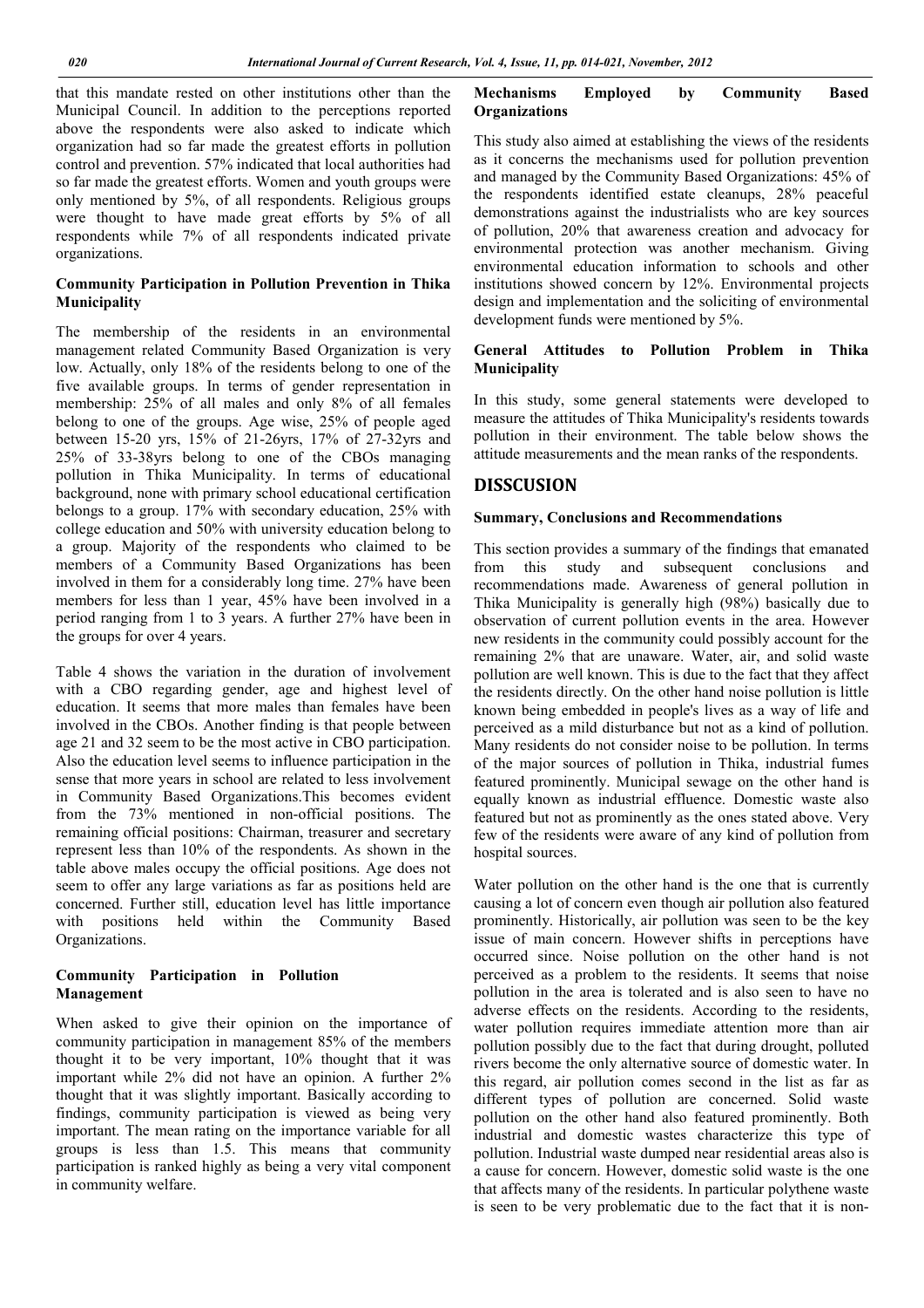that this mandate rested on other institutions other than the Municipal Council. In addition to the perceptions reported above the respondents were also asked to indicate which organization had so far made the greatest efforts in pollution control and prevention. 57% indicated that local authorities had so far made the greatest efforts. Women and youth groups were only mentioned by 5%, of all respondents. Religious groups were thought to have made great efforts by 5% of all respondents while 7% of all respondents indicated private organizations.

### Community Participation in Pollution Prevention in Thika Municipality

The membership of the residents in an environmental management related Community Based Organization is very low. Actually, only 18% of the residents belong to one of the five available groups. In terms of gender representation in membership: 25% of all males and only 8% of all females belong to one of the groups. Age wise, 25% of people aged between 15-20 yrs, 15% of 21-26yrs, 17% of 27-32yrs and 25% of 33-38yrs belong to one of the CBOs managing pollution in Thika Municipality. In terms of educational background, none with primary school educational certification belongs to a group. 17% with secondary education, 25% with college education and 50% with university education belong to a group. Majority of the respondents who claimed to be members of a Community Based Organizations has been involved in them for a considerably long time. 27% have been members for less than 1 year, 45% have been involved in a period ranging from 1 to 3 years. A further 27% have been in the groups for over 4 years.

Table 4 shows the variation in the duration of involvement with a CBO regarding gender, age and highest level of education. It seems that more males than females have been involved in the CBOs. Another finding is that people between age 21 and 32 seem to be the most active in CBO participation. Also the education level seems to influence participation in the sense that more years in school are related to less involvement in Community Based Organizations.This becomes evident from the 73% mentioned in non-official positions. The remaining official positions: Chairman, treasurer and secretary represent less than 10% of the respondents. As shown in the table above males occupy the official positions. Age does not seem to offer any large variations as far as positions held are concerned. Further still, education level has little importance with positions held within the Community Based Organizations.

### Community Participation in Pollution Management

When asked to give their opinion on the importance of community participation in management 85% of the members thought it to be very important, 10% thought that it was important while 2% did not have an opinion. A further 2% thought that it was slightly important. Basically according to findings, community participation is viewed as being very important. The mean rating on the importance variable for all groups is less than 1.5. This means that community participation is ranked highly as being a very vital component in community welfare.

### Mechanisms Employed by Community Based Organizations

This study also aimed at establishing the views of the residents as it concerns the mechanisms used for pollution prevention and managed by the Community Based Organizations: 45% of the respondents identified estate cleanups, 28% peaceful demonstrations against the industrialists who are key sources of pollution, 20% that awareness creation and advocacy for environmental protection was another mechanism. Giving environmental education information to schools and other institutions showed concern by 12%. Environmental projects design and implementation and the soliciting of environmental development funds were mentioned by 5%.

### General Attitudes to Pollution Problem in Thika Municipality

In this study, some general statements were developed to measure the attitudes of Thika Municipality's residents towards pollution in their environment. The table below shows the attitude measurements and the mean ranks of the respondents.

## DISSCUSION

### Summary, Conclusions and Recommendations

This section provides a summary of the findings that emanated from this study and subsequent conclusions and recommendations made. Awareness of general pollution in Thika Municipality is generally high (98%) basically due to observation of current pollution events in the area. However new residents in the community could possibly account for the remaining 2% that are unaware. Water, air, and solid waste pollution are well known. This is due to the fact that they affect the residents directly. On the other hand noise pollution is little known being embedded in people's lives as a way of life and perceived as a mild disturbance but not as a kind of pollution. Many residents do not consider noise to be pollution. In terms of the major sources of pollution in Thika, industrial fumes featured prominently. Municipal sewage on the other hand is equally known as industrial effluence. Domestic waste also featured but not as prominently as the ones stated above. Very few of the residents were aware of any kind of pollution from hospital sources.

Water pollution on the other hand is the one that is currently causing a lot of concern even though air pollution also featured prominently. Historically, air pollution was seen to be the key issue of main concern. However shifts in perceptions have occurred since. Noise pollution on the other hand is not perceived as a problem to the residents. It seems that noise pollution in the area is tolerated and is also seen to have no adverse effects on the residents. According to the residents, water pollution requires immediate attention more than air pollution possibly due to the fact that during drought, polluted rivers become the only alternative source of domestic water. In this regard, air pollution comes second in the list as far as different types of pollution are concerned. Solid waste pollution on the other hand also featured prominently. Both industrial and domestic wastes characterize this type of pollution. Industrial waste dumped near residential areas also is a cause for concern. However, domestic solid waste is the one that affects many of the residents. In particular polythene waste is seen to be very problematic due to the fact that it is non-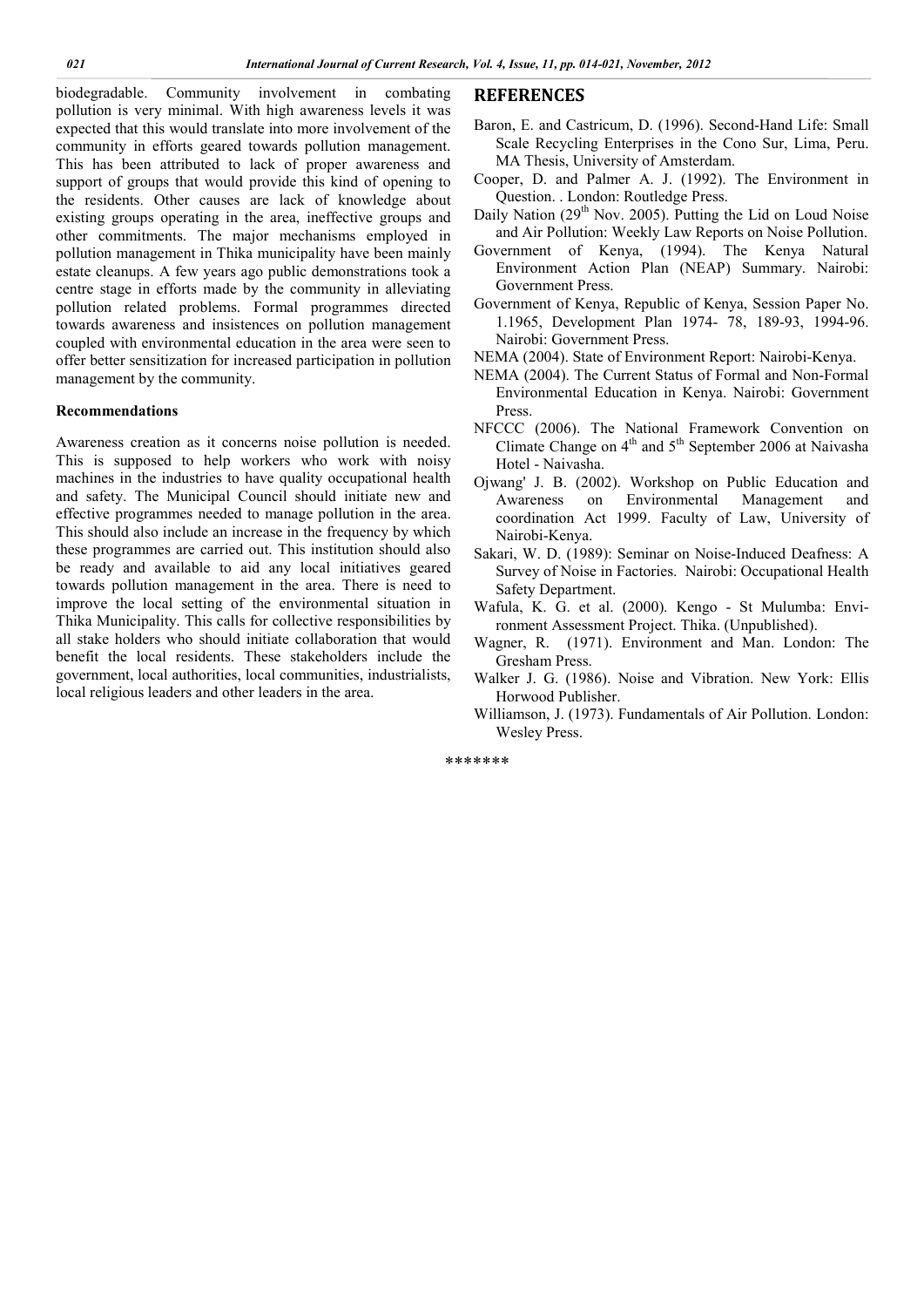biodegradable. Community involvement in combating pollution is very minimal. With high awareness levels it was expected that this would translate into more involvement of the community in efforts geared towards pollution management. This has been attributed to lack of proper awareness and support of groups that would provide this kind of opening to the residents. Other causes are lack of knowledge about existing groups operating in the area, ineffective groups and other commitments. The major mechanisms employed in pollution management in Thika municipality have been mainly estate cleanups. A few years ago public demonstrations took a centre stage in efforts made by the community in alleviating pollution related problems. Formal programmes directed towards awareness and insistences on pollution management coupled with environmental education in the area were seen to offer better sensitization for increased participation in pollution management by the community.

### Recommendations

Awareness creation as it concerns noise pollution is needed. This is supposed to help workers who work with noisy machines in the industries to have quality occupational health and safety. The Municipal Council should initiate new and effective programmes needed to manage pollution in the area. This should also include an increase in the frequency by which these programmes are carried out. This institution should also be ready and available to aid any local initiatives geared towards pollution management in the area. There is need to improve the local setting of the environmental situation in Thika Municipality. This calls for collective responsibilities by all stake holders who should initiate collaboration that would benefit the local residents. These stakeholders include the government, local authorities, local communities, industrialists, local religious leaders and other leaders in the area.

## REFERENCES

Baron, E. and Castricum, D. (1996). Second-Hand Life: Small Scale Recycling Enterprises in the Cono Sur, Lima, Peru. MA Thesis, University of Amsterdam.

Cooper, D. and Palmer A. J. (1992). The Environment in Question. . London: Routledge Press.

Daily Nation (29th Nov. 2005). Putting the Lid on Loud Noise and Air Pollution: Weekly Law Reports on Noise Pollution.

Government of Kenya, (1994). The Kenya Natural Environment Action Plan (NEAP) Summary. Nairobi: Government Press.

Government of Kenya, Republic of Kenya, Session Paper No. 1.1965, Development Plan 1974- 78, 189-93, 1994-96. Nairobi: Government Press.

NEMA (2004). State of Environment Report: Nairobi-Kenya.

NEMA (2004). The Current Status of Formal and Non-Formal Environmental Education in Kenya. Nairobi: Government Press.

NFCCC (2006). The National Framework Convention on Climate Change on 4th and 5th September 2006 at Naivasha Hotel - Naivasha.

Ojwang' J. B. (2002). Workshop on Public Education and Awareness on Environmental Management and coordination Act 1999. Faculty of Law, University of Nairobi-Kenya.

Sakari, W. D. (1989): Seminar on Noise-Induced Deafness: A Survey of Noise in Factories. Nairobi: Occupational Health Safety Department.

Wafula, K. G. et al. (2000). Kengo - St Mulumba: Environment Assessment Project. Thika. (Unpublished).

Wagner, R. (1971). Environment and Man. London: The Gresham Press.

Walker J. G. (1986). Noise and Vibration. New York: Ellis Horwood Publisher.

Williamson, J. (1973). Fundamentals of Air Pollution. London: Wesley Press.

*******